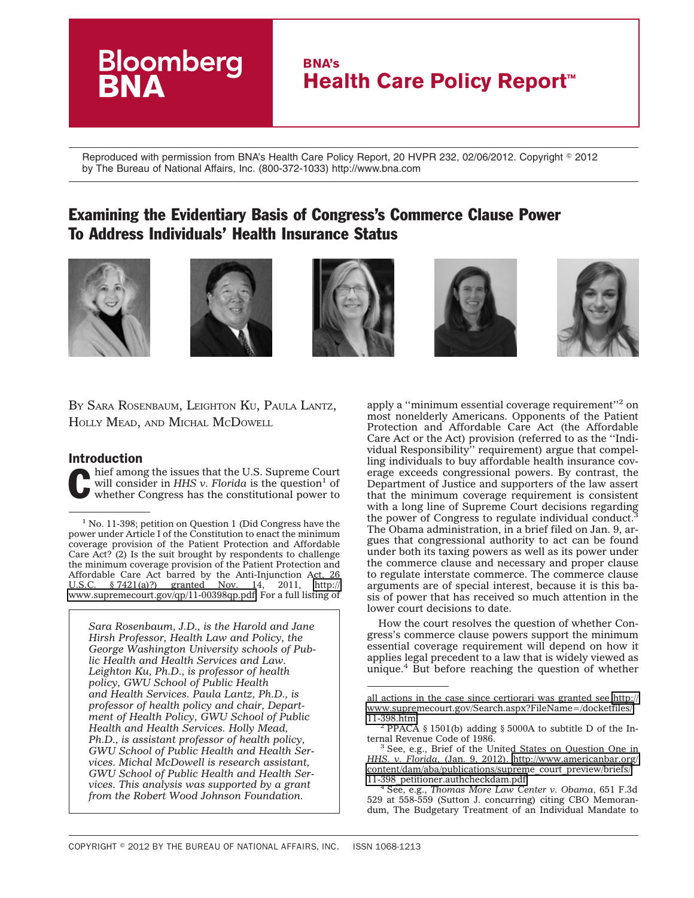Reproduced with permission from BNA's Health Care Policy Report, 20 HVPR 232, 02/06/2012. Copyright © 2012 by The Bureau of National Affairs, Inc. (800-372-1033) http://www.bna.com

# Examining the Evidentiary Basis of Congress's Commerce Clause Power To Address Individuals' Health Insurance Status

BY SARA ROSENBAUM, LEIGHTON KU, PAULA LANTZ, HOLLY MEAD, AND MICHAL MCDOWELL

## Introduction

Chief among the issues that the U.S. Supreme Court will consider in *HHS v. Florida* is the question[1] of whether Congress has the constitutional power to apply a ''minimum essential coverage requirement''[2] on most nonelderly Americans. Opponents of the Patient Protection and Affordable Care Act (the Affordable Care Act or the Act) provision (referred to as the ''Individual Responsibility'' requirement) argue that compelling individuals to buy affordable health insurance coverage exceeds congressional powers. By contrast, the Department of Justice and supporters of the law assert that the minimum coverage requirement is consistent with a long line of Supreme Court decisions regarding the power of Congress to regulate individual conduct.[3] The Obama administration, in a brief filed on Jan. 9, argues that congressional authority to act can be found under both its taxing powers as well as its power under the commerce clause and necessary and proper clause to regulate interstate commerce. The commerce clause arguments are of special interest, because it is this basis of power that has received so much attention in the lower court decisions to date.

How the court resolves the question of whether Congress's commerce clause powers support the minimum essential coverage requirement will depend on how it applies legal precedent to a law that is widely viewed as unique.[4] But before reaching the question of whether

*Sara Rosenbaum, J.D., is the Harold and Jane Hirsh Professor, Health Law and Policy, the George Washington University schools of Public Health and Health Services and Law. Leighton Ku, Ph.D., is professor of health policy, GWU School of Public Health and Health Services. Paula Lantz, Ph.D., is professor of health policy and chair, Department of Health Policy, GWU School of Public Health and Health Services. Holly Mead, Ph.D., is assistant professor of health policy, GWU School of Public Health and Health Services. Michal McDowell is research assistant, GWU School of Public Health and Health Services. This analysis was supported by a grant from the Robert Wood Johnson Foundation.*

---

[1] No. 11-398; petition on Question 1 (Did Congress have the power under Article I of the Constitution to enact the minimum coverage provision of the Patient Protection and Affordable Care Act? (2) Is the suit brought by respondents to challenge the minimum coverage provision of the Patient Protection and Affordable Care Act barred by the Anti-Injunction Act, 26 U.S.C. § 7421(a)?) granted Nov. 14, 2011, http://www.supremecourt.gov/qp/11-00398qp.pdf. For a full listing of all actions in the case since certiorari was granted see http://www.supremecourt.gov/Search.aspx?FileName=/docketfiles/11-398.htm.

[2] PPACA § 1501(b) adding § 5000A to subtitle D of the Internal Revenue Code of 1986.

[3] See, e.g., Brief of the United States on Question One in *HHS. v. Florida*, (Jan. 9, 2012). http://www.americanbar.org/content/dam/aba/publications/supreme_court_preview/briefs/11-398_petitioner.authcheckdam.pdf.

[4] See, e.g., *Thomas More Law Center v. Obama*, 651 F.3d 529 at 558-559 (Sutton J. concurring) citing CBO Memorandum, The Budgetary Treatment of an Individual Mandate to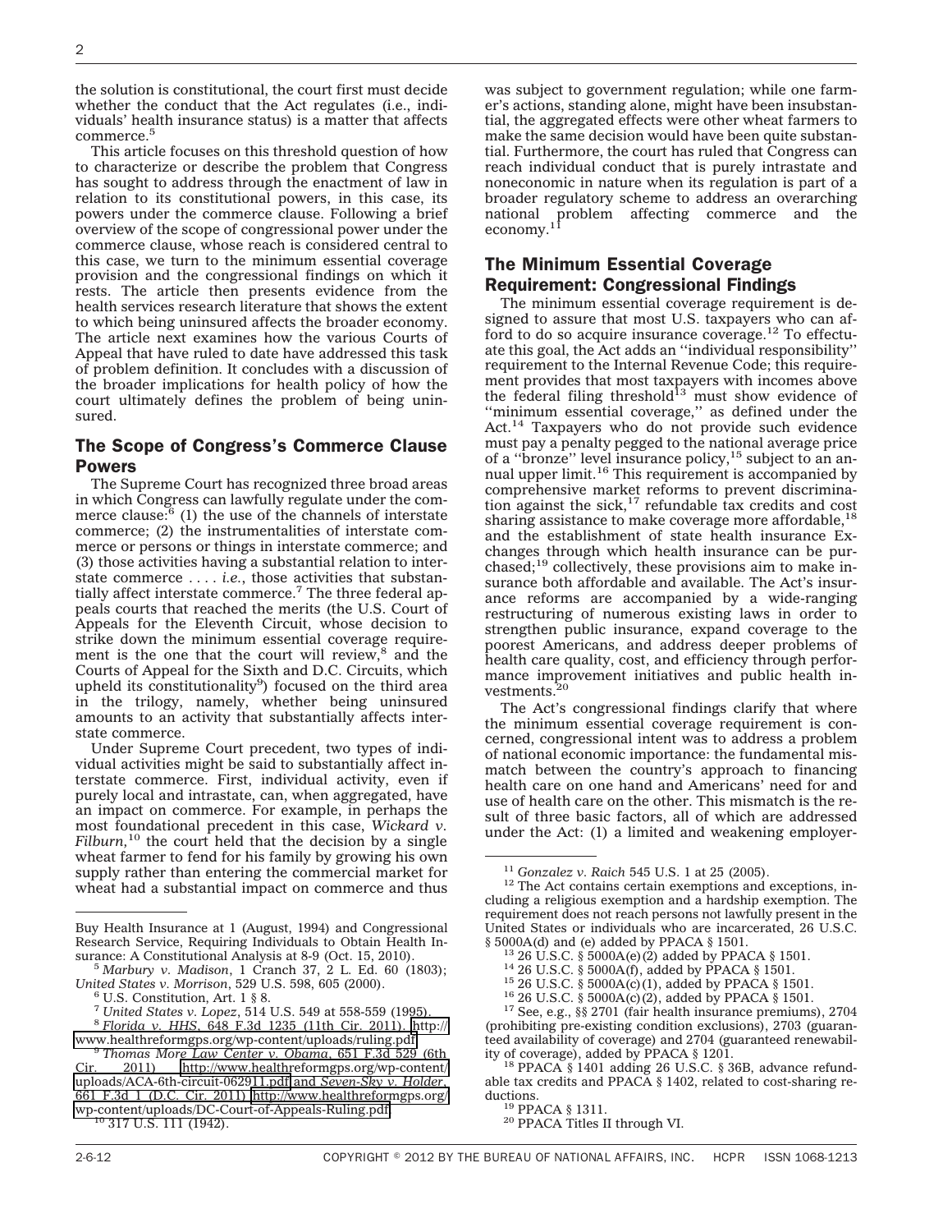the solution is constitutional, the court first must decide whether the conduct that the Act regulates (i.e., individuals' health insurance status) is a matter that affects commerce.[5]

This article focuses on this threshold question of how to characterize or describe the problem that Congress has sought to address through the enactment of law in relation to its constitutional powers, in this case, its powers under the commerce clause. Following a brief overview of the scope of congressional power under the commerce clause, whose reach is considered central to this case, we turn to the minimum essential coverage provision and the congressional findings on which it rests. The article then presents evidence from the health services research literature that shows the extent to which being uninsured affects the broader economy. The article next examines how the various Courts of Appeal that have ruled to date have addressed this task of problem definition. It concludes with a discussion of the broader implications for health policy of how the court ultimately defines the problem of being uninsured.

## The Scope of Congress's Commerce Clause Powers

The Supreme Court has recognized three broad areas in which Congress can lawfully regulate under the commerce clause:[6] (1) the use of the channels of interstate commerce; (2) the instrumentalities of interstate commerce or persons or things in interstate commerce; and (3) those activities having a substantial relation to interstate commerce . . . . *i.e.*, those activities that substantially affect interstate commerce.[7] The three federal appeals courts that reached the merits (the U.S. Court of Appeals for the Eleventh Circuit, whose decision to strike down the minimum essential coverage requirement is the one that the court will review,[8] and the Courts of Appeal for the Sixth and D.C. Circuits, which upheld its constitutionality[9]) focused on the third area in the trilogy, namely, whether being uninsured amounts to an activity that substantially affects interstate commerce.

Under Supreme Court precedent, two types of individual activities might be said to substantially affect interstate commerce. First, individual activity, even if purely local and intrastate, can, when aggregated, have an impact on commerce. For example, in perhaps the most foundational precedent in this case, *Wickard v. Filburn*,[10] the court held that the decision by a single wheat farmer to fend for his family by growing his own supply rather than entering the commercial market for wheat had a substantial impact on commerce and thus was subject to government regulation; while one farmer's actions, standing alone, might have been insubstantial, the aggregated effects were other wheat farmers to make the same decision would have been quite substantial. Furthermore, the court has ruled that Congress can reach individual conduct that is purely intrastate and noneconomic in nature when its regulation is part of a broader regulatory scheme to address an overarching national problem affecting commerce and the economy.[11]

## The Minimum Essential Coverage Requirement: Congressional Findings

The minimum essential coverage requirement is designed to assure that most U.S. taxpayers who can afford to do so acquire insurance coverage.[12] To effectuate this goal, the Act adds an ''individual responsibility'' requirement to the Internal Revenue Code; this requirement provides that most taxpayers with incomes above the federal filing threshold[13] must show evidence of ''minimum essential coverage,'' as defined under the Act.[14] Taxpayers who do not provide such evidence must pay a penalty pegged to the national average price of a ''bronze'' level insurance policy,[15] subject to an annual upper limit.[16] This requirement is accompanied by comprehensive market reforms to prevent discrimination against the sick,[17] refundable tax credits and cost sharing assistance to make coverage more affordable,[18] and the establishment of state health insurance Exchanges through which health insurance can be purchased;[19] collectively, these provisions aim to make insurance both affordable and available. The Act's insurance reforms are accompanied by a wide-ranging restructuring of numerous existing laws in order to strengthen public insurance, expand coverage to the poorest Americans, and address deeper problems of health care quality, cost, and efficiency through performance improvement initiatives and public health investments.[20]

The Act's congressional findings clarify that where the minimum essential coverage requirement is concerned, congressional intent was to address a problem of national economic importance: the fundamental mismatch between the country's approach to financing health care on one hand and Americans' need for and use of health care on the other. This mismatch is the result of three basic factors, all of which are addressed under the Act: (1) a limited and weakening employer-

---

Buy Health Insurance at 1 (August, 1994) and Congressional Research Service, Requiring Individuals to Obtain Health Insurance: A Constitutional Analysis at 8-9 (Oct. 15, 2010).

[5] *Marbury v. Madison*, 1 Cranch 37, 2 L. Ed. 60 (1803); *United States v. Morrison*, 529 U.S. 598, 605 (2000).

[6] U.S. Constitution, Art. 1 § 8.

[7] *United States v. Lopez*, 514 U.S. 549 at 558-559 (1995).

[8] *Florida v. HHS*, 648 F.3d 1235 (11th Cir. 2011), http://www.healthreformgps.org/wp-content/uploads/ruling.pdf

[9] *Thomas More Law Center v. Obama*, 651 F.3d 529 (6th Cir. 2011) http://www.healthreformgps.org/wp-content/uploads/ACA-6th-circuit-062911.pdf and *Seven-Sky v. Holder*, 661 F.3d 1 (D.C. Cir. 2011) http://www.healthreformgps.org/wp-content/uploads/DC-Court-of-Appeals-Ruling.pdf

[10] 317 U.S. 111 (1942).

[11] *Gonzalez v. Raich* 545 U.S. 1 at 25 (2005).

[12] The Act contains certain exemptions and exceptions, including a religious exemption and a hardship exemption. The requirement does not reach persons not lawfully present in the United States or individuals who are incarcerated, 26 U.S.C. § 5000A(d) and (e) added by PPACA § 1501.

[13] 26 U.S.C. § 5000A(e)(2) added by PPACA § 1501.

[14] 26 U.S.C. § 5000A(f), added by PPACA § 1501.

[15] 26 U.S.C. § 5000A(c)(1), added by PPACA § 1501.

[16] 26 U.S.C. § 5000A(c)(2), added by PPACA § 1501.

[17] See, e.g., §§ 2701 (fair health insurance premiums), 2704 (prohibiting pre-existing condition exclusions), 2703 (guaranteed availability of coverage) and 2704 (guaranteed renewability of coverage), added by PPACA § 1201.

[18] PPACA § 1401 adding 26 U.S.C. § 36B, advance refundable tax credits and PPACA § 1402, related to cost-sharing reductions.

[19] PPACA § 1311.

[20] PPACA Titles II through VI.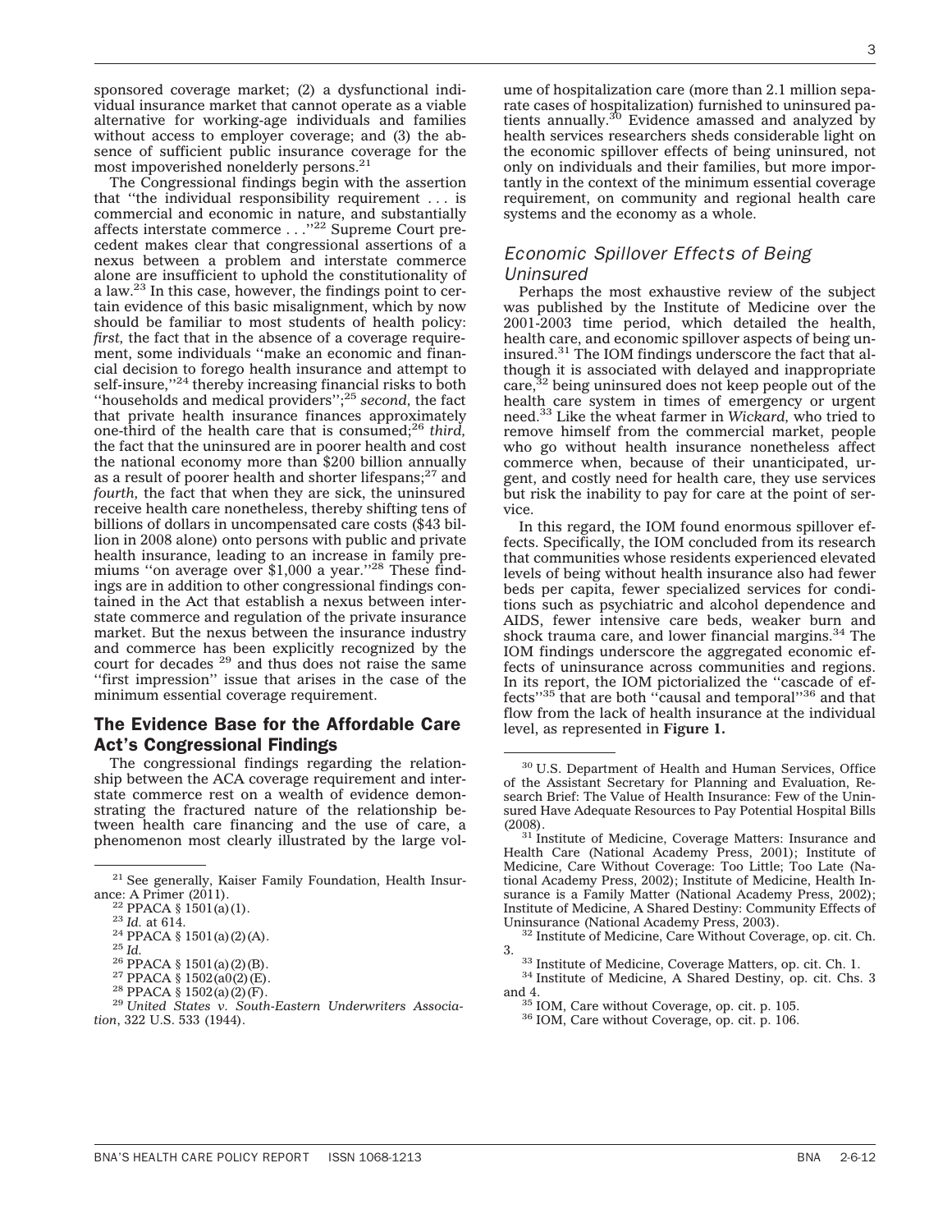sponsored coverage market; (2) a dysfunctional individual insurance market that cannot operate as a viable alternative for working-age individuals and families without access to employer coverage; and (3) the absence of sufficient public insurance coverage for the most impoverished nonelderly persons.[21]

The Congressional findings begin with the assertion that ''the individual responsibility requirement . . . is commercial and economic in nature, and substantially affects interstate commerce . . .''[22] Supreme Court precedent makes clear that congressional assertions of a nexus between a problem and interstate commerce alone are insufficient to uphold the constitutionality of a law.[23] In this case, however, the findings point to certain evidence of this basic misalignment, which by now should be familiar to most students of health policy: *first,* the fact that in the absence of a coverage requirement, some individuals ''make an economic and financial decision to forego health insurance and attempt to self-insure,''[24] thereby increasing financial risks to both ''households and medical providers'';[25] *second,* the fact that private health insurance finances approximately one-third of the health care that is consumed;[26] *third,* the fact that the uninsured are in poorer health and cost the national economy more than $200 billion annually as a result of poorer health and shorter lifespans;[27] and *fourth,* the fact that when they are sick, the uninsured receive health care nonetheless, thereby shifting tens of billions of dollars in uncompensated care costs ($43 billion in 2008 alone) onto persons with public and private health insurance, leading to an increase in family premiums ''on average over $1,000 a year.''[28] These findings are in addition to other congressional findings contained in the Act that establish a nexus between interstate commerce and regulation of the private insurance market. But the nexus between the insurance industry and commerce has been explicitly recognized by the court for decades [29] and thus does not raise the same ''first impression'' issue that arises in the case of the minimum essential coverage requirement.

## The Evidence Base for the Affordable Care Act's Congressional Findings

The congressional findings regarding the relationship between the ACA coverage requirement and interstate commerce rest on a wealth of evidence demonstrating the fractured nature of the relationship between health care financing and the use of care, a phenomenon most clearly illustrated by the large volume of hospitalization care (more than 2.1 million separate cases of hospitalization) furnished to uninsured patients annually.[30] Evidence amassed and analyzed by health services researchers sheds considerable light on the economic spillover effects of being uninsured, not only on individuals and their families, but more importantly in the context of the minimum essential coverage requirement, on community and regional health care systems and the economy as a whole.

### *Economic Spillover Effects of Being Uninsured*

Perhaps the most exhaustive review of the subject was published by the Institute of Medicine over the 2001-2003 time period, which detailed the health, health care, and economic spillover aspects of being uninsured.[31] The IOM findings underscore the fact that although it is associated with delayed and inappropriate care,[32] being uninsured does not keep people out of the health care system in times of emergency or urgent need.[33] Like the wheat farmer in *Wickard,* who tried to remove himself from the commercial market, people who go without health insurance nonetheless affect commerce when, because of their unanticipated, urgent, and costly need for health care, they use services but risk the inability to pay for care at the point of service.

In this regard, the IOM found enormous spillover effects. Specifically, the IOM concluded from its research that communities whose residents experienced elevated levels of being without health insurance also had fewer beds per capita, fewer specialized services for conditions such as psychiatric and alcohol dependence and AIDS, fewer intensive care beds, weaker burn and shock trauma care, and lower financial margins.[34] The IOM findings underscore the aggregated economic effects of uninsurance across communities and regions. In its report, the IOM pictorialized the ''cascade of effects''[35] that are both ''causal and temporal''[36] and that flow from the lack of health insurance at the individual level, as represented in **Figure 1.**

---

[21] See generally, Kaiser Family Foundation, Health Insurance: A Primer (2011).

[22] PPACA § 1501(a)(1).

[23] *Id.* at 614.

[24] PPACA § 1501(a)(2)(A).

[25] *Id.*

[26] PPACA § 1501(a)(2)(B).

[27] PPACA § 1502(a0(2)(E).

[28] PPACA § 1502(a)(2)(F).

[29] *United States v. South-Eastern Underwriters Association*, 322 U.S. 533 (1944).

[30] U.S. Department of Health and Human Services, Office of the Assistant Secretary for Planning and Evaluation, Research Brief: The Value of Health Insurance: Few of the Uninsured Have Adequate Resources to Pay Potential Hospital Bills (2008).

[31] Institute of Medicine, Coverage Matters: Insurance and Health Care (National Academy Press, 2001); Institute of Medicine, Care Without Coverage: Too Little; Too Late (National Academy Press, 2002); Institute of Medicine, Health Insurance is a Family Matter (National Academy Press, 2002); Institute of Medicine, A Shared Destiny: Community Effects of Uninsurance (National Academy Press, 2003).

[32] Institute of Medicine, Care Without Coverage, op. cit. Ch. 3.

[33] Institute of Medicine, Coverage Matters, op. cit. Ch. 1.

[34] Institute of Medicine, A Shared Destiny, op. cit. Chs. 3 and 4.

[35] IOM, Care without Coverage, op. cit. p. 105.

[36] IOM, Care without Coverage, op. cit. p. 106.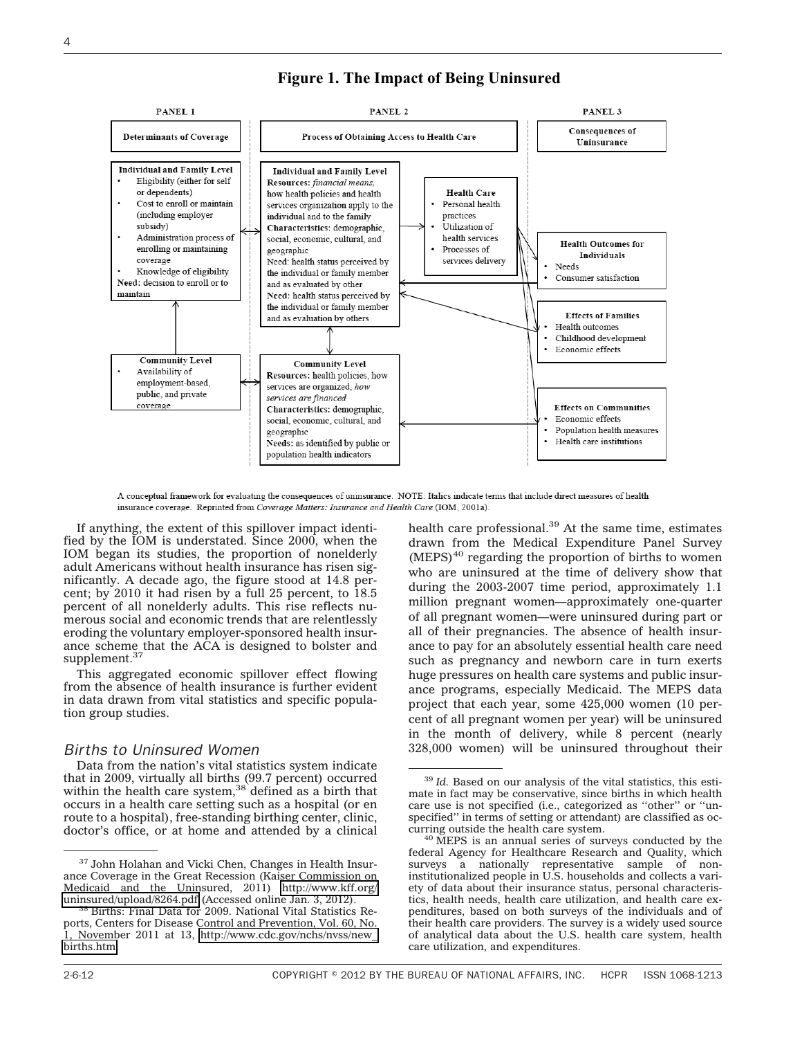**Figure 1. The Impact of Being Uninsured**

PANEL 1

Determinants of Coverage

Individual and Family Level
- Eligibility (either for self or dependents)
- Cost to enroll or maintain (including employer subsidy)
- Administration process of enrolling or maintaining coverage
- Knowledge of eligibility

Need: decision to enroll or to maintain

Community Level
- Availability of employment-based, public, and private coverage

PANEL 2

Process of Obtaining Access to Health Care

Individual and Family Level
Resources: *financial means*, how health policies and health services organization apply to the individual and to the family
Characteristics: demographic, social, economic, cultural, and geographic
Need: health status perceived by the individual or family member and as evaluated by other
Need: health status perceived by the individual or family member and as evaluation by others

Health Care
- Personal health practices
- Utilization of health services
- Processes of services delivery

Community Level
Resources: health policies, how services are organized, *how services are financed*
Characteristics: demographic, social, economic, cultural, and geographic
Needs: as identified by public or population health indicators

PANEL 3

Consequences of Uninsurance

Health Outcomes for Individuals
- Needs
- Consumer satisfaction

Effects of Families
- Health outcomes
- Childhood development
- Economic effects

Effects on Communities
- Economic effects
- Population health measures
- Health care institutions

A conceptual framework for evaluating the consequences of uninsurance. NOTE: Italics indicate terms that include direct measures of health insurance coverage. Reprinted from *Coverage Matters: Insurance and Health Care* (IOM, 2001a).

If anything, the extent of this spillover impact identified by the IOM is understated. Since 2000, when the IOM began its studies, the proportion of nonelderly adult Americans without health insurance has risen significantly. A decade ago, the figure stood at 14.8 percent; by 2010 it had risen by a full 25 percent, to 18.5 percent of all nonelderly adults. This rise reflects numerous social and economic trends that are relentlessly eroding the voluntary employer-sponsored health insurance scheme that the ACA is designed to bolster and supplement.[37]

This aggregated economic spillover effect flowing from the absence of health insurance is further evident in data drawn from vital statistics and specific population group studies.

### *Births to Uninsured Women*

Data from the nation's vital statistics system indicate that in 2009, virtually all births (99.7 percent) occurred within the health care system,[38] defined as a birth that occurs in a health care setting such as a hospital (or en route to a hospital), free-standing birthing center, clinic, doctor's office, or at home and attended by a clinical health care professional.[39] At the same time, estimates drawn from the Medical Expenditure Panel Survey (MEPS)[40] regarding the proportion of births to women who are uninsured at the time of delivery show that during the 2003-2007 time period, approximately 1.1 million pregnant women—approximately one-quarter of all pregnant women—were uninsured during part or all of their pregnancies. The absence of health insurance to pay for an absolutely essential health care need such as pregnancy and newborn care in turn exerts huge pressures on health care systems and public insurance programs, especially Medicaid. The MEPS data project that each year, some 425,000 women (10 percent of all pregnant women per year) will be uninsured in the month of delivery, while 8 percent (nearly 328,000 women) will be uninsured throughout their

---

[37] John Holahan and Vicki Chen, Changes in Health Insurance Coverage in the Great Recession (Kaiser Commission on Medicaid and the Uninsured, 2011) http://www.kff.org/uninsured/upload/8264.pdf (Accessed online Jan. 3, 2012).

[38] Births: Final Data for 2009. National Vital Statistics Reports, Centers for Disease Control and Prevention, Vol. 60, No. 1, November 2011 at 13, http://www.cdc.gov/nchs/nvss/new_births.htm.

[39] *Id.* Based on our analysis of the vital statistics, this estimate in fact may be conservative, since births in which health care use is not specified (i.e., categorized as "other" or "unspecified" in terms of setting or attendant) are classified as occurring outside the health care system.

[40] MEPS is an annual series of surveys conducted by the federal Agency for Healthcare Research and Quality, which surveys a nationally representative sample of non-institutionalized people in U.S. households and collects a variety of data about their insurance status, personal characteristics, health needs, health care utilization, and health care expenditures, based on both surveys of the individuals and of their health care providers. The survey is a widely used source of analytical data about the U.S. health care system, health care utilization, and expenditures.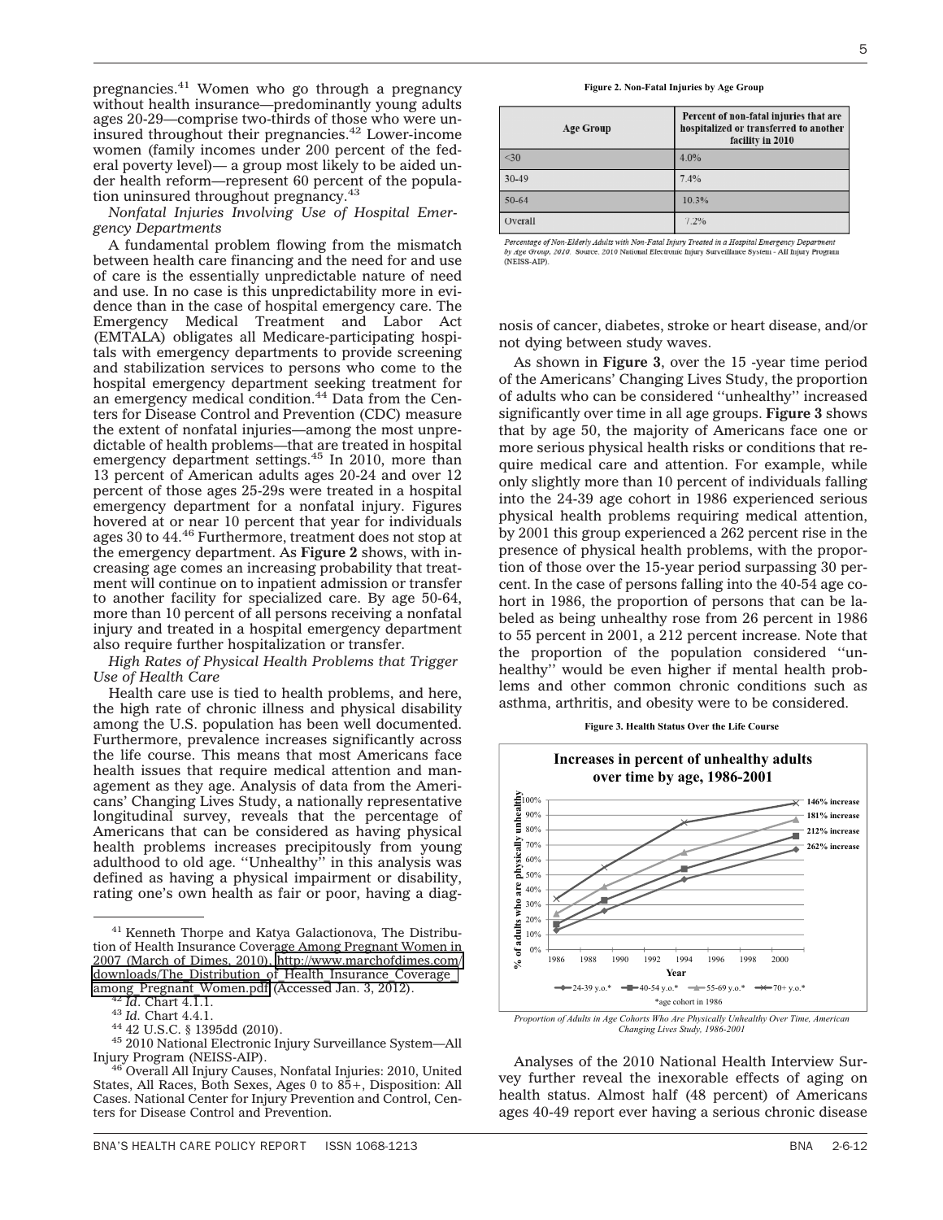pregnancies.[41] Women who go through a pregnancy without health insurance—predominantly young adults ages 20-29—comprise two-thirds of those who were uninsured throughout their pregnancies.[42] Lower-income women (family incomes under 200 percent of the federal poverty level)— a group most likely to be aided under health reform—represent 60 percent of the population uninsured throughout pregnancy.[43]

*Nonfatal Injuries Involving Use of Hospital Emergency Departments*

A fundamental problem flowing from the mismatch between health care financing and the need for and use of care is the essentially unpredictable nature of need and use. In no case is this unpredictability more in evidence than in the case of hospital emergency care. The Emergency Medical Treatment and Labor Act (EMTALA) obligates all Medicare-participating hospitals with emergency departments to provide screening and stabilization services to persons who come to the hospital emergency department seeking treatment for an emergency medical condition.[44] Data from the Centers for Disease Control and Prevention (CDC) measure the extent of nonfatal injuries—among the most unpredictable of health problems—that are treated in hospital emergency department settings.[45] In 2010, more than 13 percent of American adults ages 20-24 and over 12 percent of those ages 25-29s were treated in a hospital emergency department for a nonfatal injury. Figures hovered at or near 10 percent that year for individuals ages 30 to 44.[46] Furthermore, treatment does not stop at the emergency department. As **Figure 2** shows, with increasing age comes an increasing probability that treatment will continue on to inpatient admission or transfer to another facility for specialized care. By age 50-64, more than 10 percent of all persons receiving a nonfatal injury and treated in a hospital emergency department also require further hospitalization or transfer.

*High Rates of Physical Health Problems that Trigger Use of Health Care*

Health care use is tied to health problems, and here, the high rate of chronic illness and physical disability among the U.S. population has been well documented. Furthermore, prevalence increases significantly across the life course. This means that most Americans face health issues that require medical attention and management as they age. Analysis of data from the Americans' Changing Lives Study, a nationally representative longitudinal survey, reveals that the percentage of Americans that can be considered as having physical health problems increases precipitously from young adulthood to old age. ''Unhealthy'' in this analysis was defined as having a physical impairment or disability, rating one's own health as fair or poor, having a diagnosis of cancer, diabetes, stroke or heart disease, and/or not dying between study waves.

**Figure 2. Non-Fatal Injuries by Age Group**

| Age Group | Percent of non-fatal injuries that are hospitalized or transferred to another facility in 2010 |
|---|---|
| <30 | 4.0% |
| 30-49 | 7.4% |
| 50-64 | 10.3% |
| Overall | 7.2% |

*Percentage of Non-Elderly Adults with Non-Fatal Injury Treated in a Hospital Emergency Department by Age Group, 2010.* Source. 2010 National Electronic Injury Surveillance System - All Injury Program (NEISS-AIP).

As shown in **Figure 3**, over the 15 -year time period of the Americans' Changing Lives Study, the proportion of adults who can be considered ''unhealthy'' increased significantly over time in all age groups. **Figure 3** shows that by age 50, the majority of Americans face one or more serious physical health risks or conditions that require medical care and attention. For example, while only slightly more than 10 percent of individuals falling into the 24-39 age cohort in 1986 experienced serious physical health problems requiring medical attention, by 2001 this group experienced a 262 percent rise in the presence of physical health problems, with the proportion of those over the 15-year period surpassing 30 percent. In the case of persons falling into the 40-54 age cohort in 1986, the proportion of persons that can be labeled as being unhealthy rose from 26 percent in 1986 to 55 percent in 2001, a 212 percent increase. Note that the proportion of the population considered ''unhealthy'' would be even higher if mental health problems and other common chronic conditions such as asthma, arthritis, and obesity were to be considered.

**Figure 3. Health Status Over the Life Course**

Increases in percent of unhealthy adults over time by age, 1986-2001

% of adults who are physically unhealthy

100%
90%
80%
70%
60%
50%
40%
30%
20%
10%
0%

1986 1988 1990 1992 1994 1996 1998 2000

Year

146% increase
181% increase
212% increase
262% increase

24-39 y.o.* 40-54 y.o.* 55-69 y.o.* 70+ y.o.*

*age cohort in 1986

*Proportion of Adults in Age Cohorts Who Are Physically Unhealthy Over Time, American Changing Lives Study, 1986-2001*

Analyses of the 2010 National Health Interview Survey further reveal the inexorable effects of aging on health status. Almost half (48 percent) of Americans ages 40-49 report ever having a serious chronic disease

---

[41] Kenneth Thorpe and Katya Galactionova, The Distribution of Health Insurance Coverage Among Pregnant Women in 2007 (March of Dimes, 2010), http://www.marchofdimes.com/downloads/The_Distribution_of_Health_Insurance_Coverage_among_Pregnant_Women.pdf (Accessed Jan. 3, 2012).

[42] *Id.* Chart 4.1.1.

[43] *Id.* Chart 4.4.1.

[44] 42 U.S.C. § 1395dd (2010).

[45] 2010 National Electronic Injury Surveillance System—All Injury Program (NEISS-AIP).

[46] Overall All Injury Causes, Nonfatal Injuries: 2010, United States, All Races, Both Sexes, Ages 0 to 85+, Disposition: All Cases. National Center for Injury Prevention and Control, Centers for Disease Control and Prevention.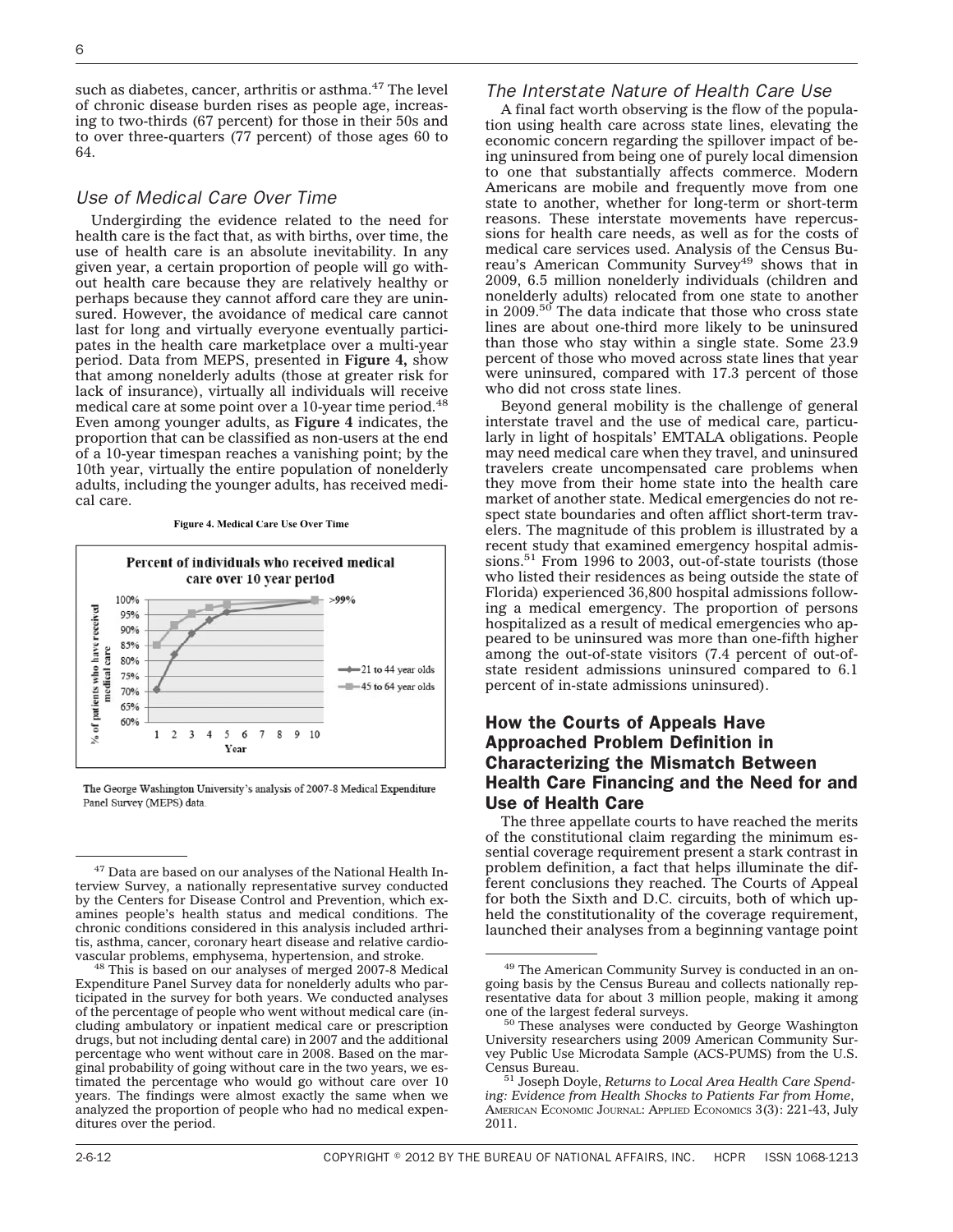such as diabetes, cancer, arthritis or asthma.[47] The level of chronic disease burden rises as people age, increasing to two-thirds (67 percent) for those in their 50s and to over three-quarters (77 percent) of those ages 60 to 64.

### *Use of Medical Care Over Time*

Undergirding the evidence related to the need for health care is the fact that, as with births, over time, the use of health care is an absolute inevitability. In any given year, a certain proportion of people will go without health care because they are relatively healthy or perhaps because they cannot afford care they are uninsured. However, the avoidance of medical care cannot last for long and virtually everyone eventually participates in the health care marketplace over a multi-year period. Data from MEPS, presented in **Figure 4,** show that among nonelderly adults (those at greater risk for lack of insurance), virtually all individuals will receive medical care at some point over a 10-year time period.[48] Even among younger adults, as **Figure 4** indicates, the proportion that can be classified as non-users at the end of a 10-year timespan reaches a vanishing point; by the 10th year, virtually the entire population of nonelderly adults, including the younger adults, has received medical care.

**Figure 4. Medical Care Use Over Time**

Percent of individuals who received medical care over 10 year period

% of patients who have received medical care

100%
95%
90%
85%
80%
75%
70%
65%
60%

1 2 3 4 5 6 7 8 9 10

Year

>99%

21 to 44 year olds
45 to 64 year olds

The George Washington University's analysis of 2007-8 Medical Expenditure Panel Survey (MEPS) data.

### *The Interstate Nature of Health Care Use*

A final fact worth observing is the flow of the population using health care across state lines, elevating the economic concern regarding the spillover impact of being uninsured from being one of purely local dimension to one that substantially affects commerce. Modern Americans are mobile and frequently move from one state to another, whether for long-term or short-term reasons. These interstate movements have repercussions for health care needs, as well as for the costs of medical care services used. Analysis of the Census Bureau's American Community Survey[49] shows that in 2009, 6.5 million nonelderly individuals (children and nonelderly adults) relocated from one state to another in 2009.[50] The data indicate that those who cross state lines are about one-third more likely to be uninsured than those who stay within a single state. Some 23.9 percent of those who moved across state lines that year were uninsured, compared with 17.3 percent of those who did not cross state lines.

Beyond general mobility is the challenge of general interstate travel and the use of medical care, particularly in light of hospitals' EMTALA obligations. People may need medical care when they travel, and uninsured travelers create uncompensated care problems when they move from their home state into the health care market of another state. Medical emergencies do not respect state boundaries and often afflict short-term travelers. The magnitude of this problem is illustrated by a recent study that examined emergency hospital admissions.[51] From 1996 to 2003, out-of-state tourists (those who listed their residences as being outside the state of Florida) experienced 36,800 hospital admissions following a medical emergency. The proportion of persons hospitalized as a result of medical emergencies who appeared to be uninsured was more than one-fifth higher among the out-of-state visitors (7.4 percent of out-of-state resident admissions uninsured compared to 6.1 percent of in-state admissions uninsured).

## How the Courts of Appeals Have Approached Problem Definition in Characterizing the Mismatch Between Health Care Financing and the Need for and Use of Health Care

The three appellate courts to have reached the merits of the constitutional claim regarding the minimum essential coverage requirement present a stark contrast in problem definition, a fact that helps illuminate the different conclusions they reached. The Courts of Appeal for both the Sixth and D.C. circuits, both of which upheld the constitutionality of the coverage requirement, launched their analyses from a beginning vantage point

---

[47] Data are based on our analyses of the National Health Interview Survey, a nationally representative survey conducted by the Centers for Disease Control and Prevention, which examines people's health status and medical conditions. The chronic conditions considered in this analysis included arthritis, asthma, cancer, coronary heart disease and relative cardiovascular problems, emphysema, hypertension, and stroke.

[48] This is based on our analyses of merged 2007-8 Medical Expenditure Panel Survey data for nonelderly adults who participated in the survey for both years. We conducted analyses of the percentage of people who went without medical care (including ambulatory or inpatient medical care or prescription drugs, but not including dental care) in 2007 and the additional percentage who went without care in 2008. Based on the marginal probability of going without care in the two years, we estimated the percentage who would go without care over 10 years. The findings were almost exactly the same when we analyzed the proportion of people who had no medical expenditures over the period.

[49] The American Community Survey is conducted in an ongoing basis by the Census Bureau and collects nationally representative data for about 3 million people, making it among one of the largest federal surveys.

[50] These analyses were conducted by George Washington University researchers using 2009 American Community Survey Public Use Microdata Sample (ACS-PUMS) from the U.S. Census Bureau.

[51] Joseph Doyle, *Returns to Local Area Health Care Spending: Evidence from Health Shocks to Patients Far from Home*, American Economic Journal: Applied Economics 3(3): 221-43, July 2011.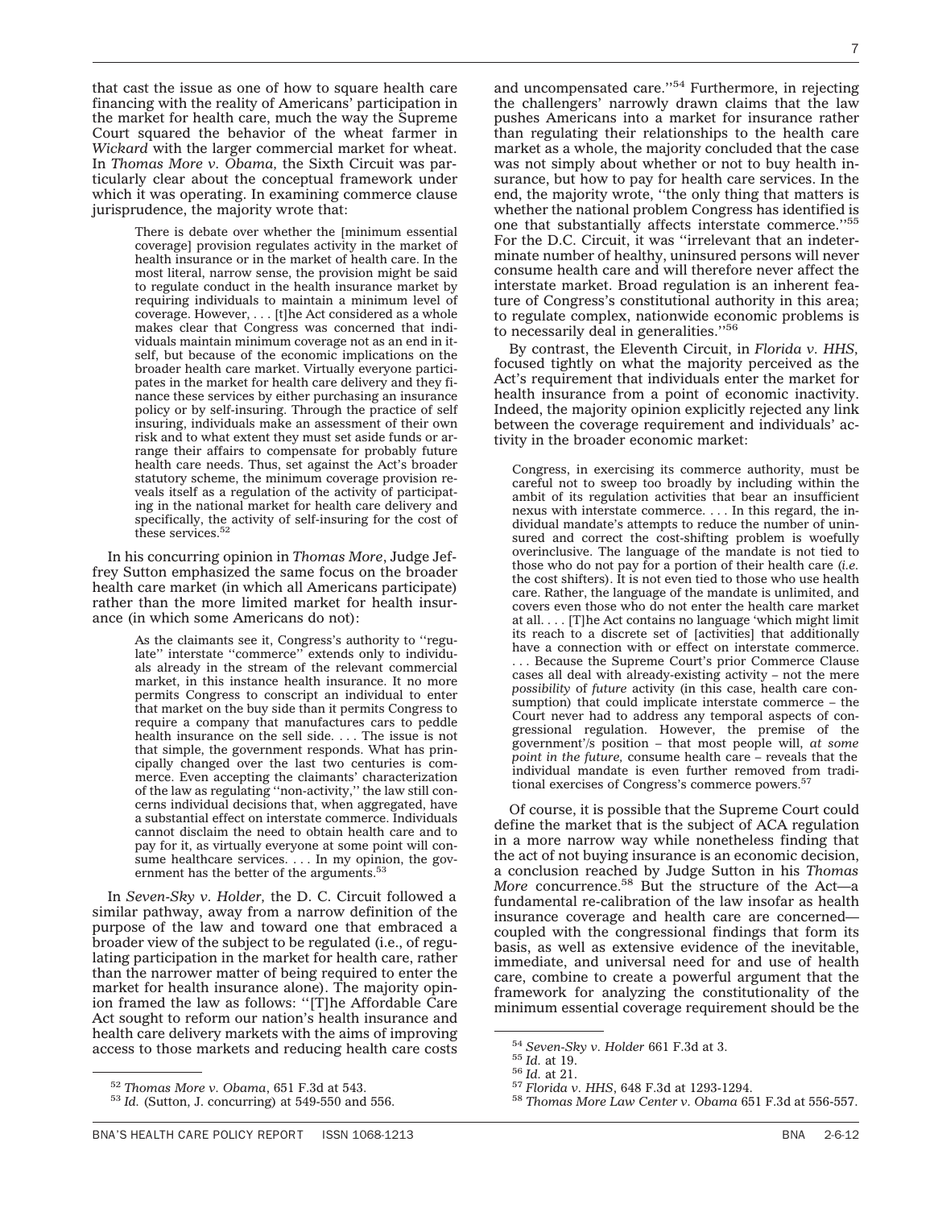that cast the issue as one of how to square health care financing with the reality of Americans' participation in the market for health care, much the way the Supreme Court squared the behavior of the wheat farmer in *Wickard* with the larger commercial market for wheat. In *Thomas More v. Obama,* the Sixth Circuit was particularly clear about the conceptual framework under which it was operating. In examining commerce clause jurisprudence, the majority wrote that:

> There is debate over whether the [minimum essential coverage] provision regulates activity in the market of health insurance or in the market of health care. In the most literal, narrow sense, the provision might be said to regulate conduct in the health insurance market by requiring individuals to maintain a minimum level of coverage. However, . . . [t]he Act considered as a whole makes clear that Congress was concerned that individuals maintain minimum coverage not as an end in itself, but because of the economic implications on the broader health care market. Virtually everyone participates in the market for health care delivery and they finance these services by either purchasing an insurance policy or by self-insuring. Through the practice of self insuring, individuals make an assessment of their own risk and to what extent they must set aside funds or arrange their affairs to compensate for probably future health care needs. Thus, set against the Act's broader statutory scheme, the minimum coverage provision reveals itself as a regulation of the activity of participating in the national market for health care delivery and specifically, the activity of self-insuring for the cost of these services.[52]

In his concurring opinion in *Thomas More*, Judge Jeffrey Sutton emphasized the same focus on the broader health care market (in which all Americans participate) rather than the more limited market for health insurance (in which some Americans do not):

> As the claimants see it, Congress's authority to ''regulate'' interstate ''commerce'' extends only to individuals already in the stream of the relevant commercial market, in this instance health insurance. It no more permits Congress to conscript an individual to enter that market on the buy side than it permits Congress to require a company that manufactures cars to peddle health insurance on the sell side. . . . The issue is not that simple, the government responds. What has principally changed over the last two centuries is commerce. Even accepting the claimants' characterization of the law as regulating ''non-activity,'' the law still concerns individual decisions that, when aggregated, have a substantial effect on interstate commerce. Individuals cannot disclaim the need to obtain health care and to pay for it, as virtually everyone at some point will consume healthcare services. . . . In my opinion, the government has the better of the arguments.[53]

In *Seven-Sky v. Holder*, the D. C. Circuit followed a similar pathway, away from a narrow definition of the purpose of the law and toward one that embraced a broader view of the subject to be regulated (i.e., of regulating participation in the market for health care, rather than the narrower matter of being required to enter the market for health insurance alone). The majority opinion framed the law as follows: ''[T]he Affordable Care Act sought to reform our nation's health insurance and health care delivery markets with the aims of improving access to those markets and reducing health care costs and uncompensated care.''[54] Furthermore, in rejecting the challengers' narrowly drawn claims that the law pushes Americans into a market for insurance rather than regulating their relationships to the health care market as a whole, the majority concluded that the case was not simply about whether or not to buy health insurance, but how to pay for health care services. In the end, the majority wrote, ''the only thing that matters is whether the national problem Congress has identified is one that substantially affects interstate commerce.''[55] For the D.C. Circuit, it was ''irrelevant that an indeterminate number of healthy, uninsured persons will never consume health care and will therefore never affect the interstate market. Broad regulation is an inherent feature of Congress's constitutional authority in this area; to regulate complex, nationwide economic problems is to necessarily deal in generalities.''[56]

By contrast, the Eleventh Circuit, in *Florida v. HHS,* focused tightly on what the majority perceived as the Act's requirement that individuals enter the market for health insurance from a point of economic inactivity. Indeed, the majority opinion explicitly rejected any link between the coverage requirement and individuals' activity in the broader economic market:

> Congress, in exercising its commerce authority, must be careful not to sweep too broadly by including within the ambit of its regulation activities that bear an insufficient nexus with interstate commerce. . . . In this regard, the individual mandate's attempts to reduce the number of uninsured and correct the cost-shifting problem is woefully overinclusive. The language of the mandate is not tied to those who do not pay for a portion of their health care (*i.e.* the cost shifters). It is not even tied to those who use health care. Rather, the language of the mandate is unlimited, and covers even those who do not enter the health care market at all. . . . [T]he Act contains no language 'which might limit its reach to a discrete set of [activities] that additionally have a connection with or effect on interstate commerce. . . . Because the Supreme Court's prior Commerce Clause cases all deal with already-existing activity – not the mere *possibility* of *future* activity (in this case, health care consumption) that could implicate interstate commerce – the Court never had to address any temporal aspects of congressional regulation. However, the premise of the government'/s position – that most people will, *at some point in the future,* consume health care – reveals that the individual mandate is even further removed from traditional exercises of Congress's commerce powers.[57]

Of course, it is possible that the Supreme Court could define the market that is the subject of ACA regulation in a more narrow way while nonetheless finding that the act of not buying insurance is an economic decision, a conclusion reached by Judge Sutton in his *Thomas More* concurrence.[58] But the structure of the Act—a fundamental re-calibration of the law insofar as health insurance coverage and health care are concerned—coupled with the congressional findings that form its basis, as well as extensive evidence of the inevitable, immediate, and universal need for and use of health care, combine to create a powerful argument that the framework for analyzing the constitutionality of the minimum essential coverage requirement should be the

---

[52] *Thomas More v. Obama*, 651 F.3d at 543.

[53] *Id.* (Sutton, J. concurring) at 549-550 and 556.

[54] *Seven-Sky v. Holder* 661 F.3d at 3.

[55] *Id.* at 19.

[56] *Id.* at 21.

[57] *Florida v. HHS*, 648 F.3d at 1293-1294.

[58] *Thomas More Law Center v. Obama* 651 F.3d at 556-557.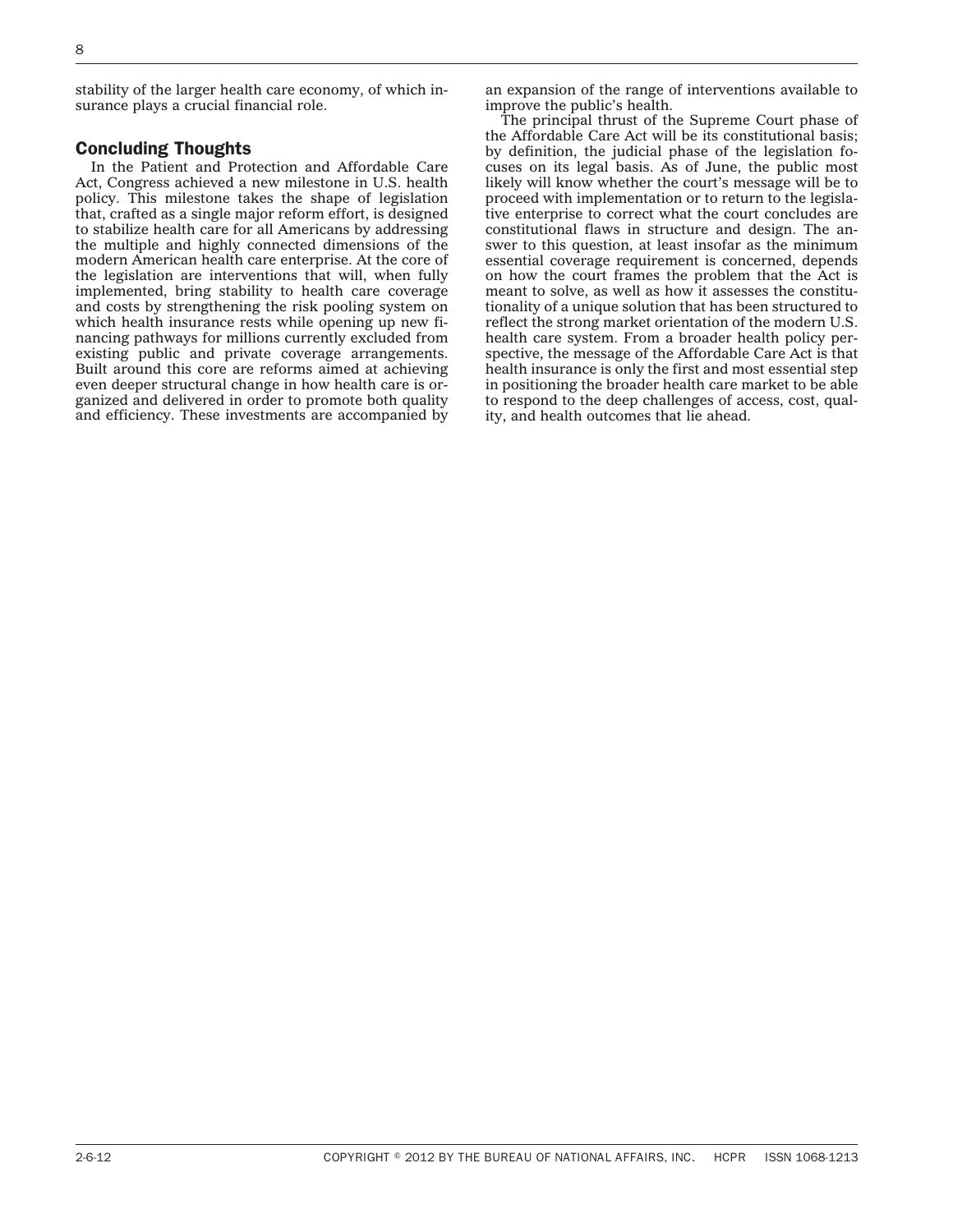stability of the larger health care economy, of which insurance plays a crucial financial role.

## Concluding Thoughts

In the Patient and Protection and Affordable Care Act, Congress achieved a new milestone in U.S. health policy. This milestone takes the shape of legislation that, crafted as a single major reform effort, is designed to stabilize health care for all Americans by addressing the multiple and highly connected dimensions of the modern American health care enterprise. At the core of the legislation are interventions that will, when fully implemented, bring stability to health care coverage and costs by strengthening the risk pooling system on which health insurance rests while opening up new financing pathways for millions currently excluded from existing public and private coverage arrangements. Built around this core are reforms aimed at achieving even deeper structural change in how health care is organized and delivered in order to promote both quality and efficiency. These investments are accompanied by an expansion of the range of interventions available to improve the public's health.

The principal thrust of the Supreme Court phase of the Affordable Care Act will be its constitutional basis; by definition, the judicial phase of the legislation focuses on its legal basis. As of June, the public most likely will know whether the court's message will be to proceed with implementation or to return to the legislative enterprise to correct what the court concludes are constitutional flaws in structure and design. The answer to this question, at least insofar as the minimum essential coverage requirement is concerned, depends on how the court frames the problem that the Act is meant to solve, as well as how it assesses the constitutionality of a unique solution that has been structured to reflect the strong market orientation of the modern U.S. health care system. From a broader health policy perspective, the message of the Affordable Care Act is that health insurance is only the first and most essential step in positioning the broader health care market to be able to respond to the deep challenges of access, cost, quality, and health outcomes that lie ahead.